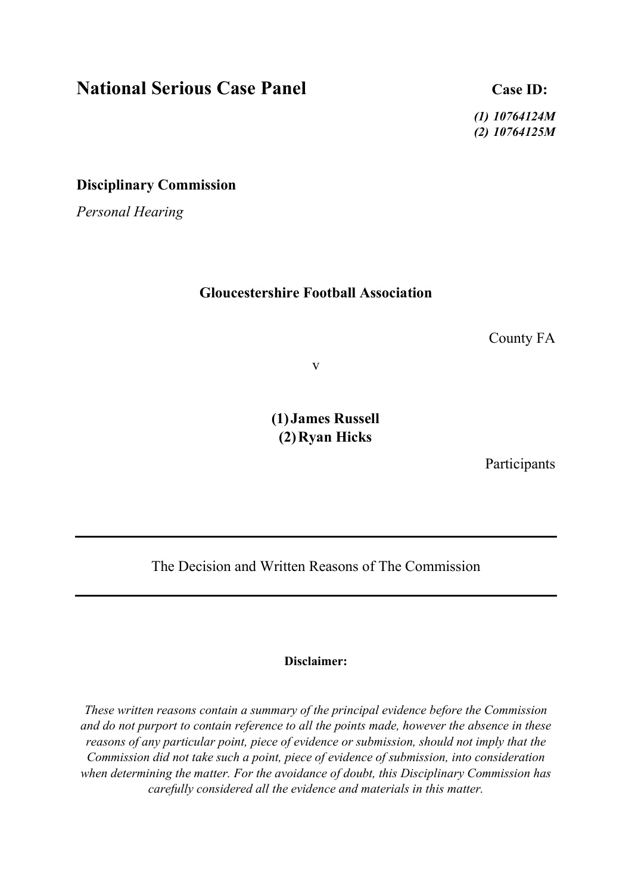# National Serious Case Panel

**Case ID:**

***(1) 10764124M***
***(2) 10764125M***

**Disciplinary Commission**

*Personal Hearing*

**Gloucestershire Football Association**

County FA

v

**(1) James Russell**
**(2) Ryan Hicks**

Participants

---

The Decision and Written Reasons of The Commission

---

**Disclaimer:**

*These written reasons contain a summary of the principal evidence before the Commission and do not purport to contain reference to all the points made, however the absence in these reasons of any particular point, piece of evidence or submission, should not imply that the Commission did not take such a point, piece of evidence of submission, into consideration when determining the matter. For the avoidance of doubt, this Disciplinary Commission has carefully considered all the evidence and materials in this matter.*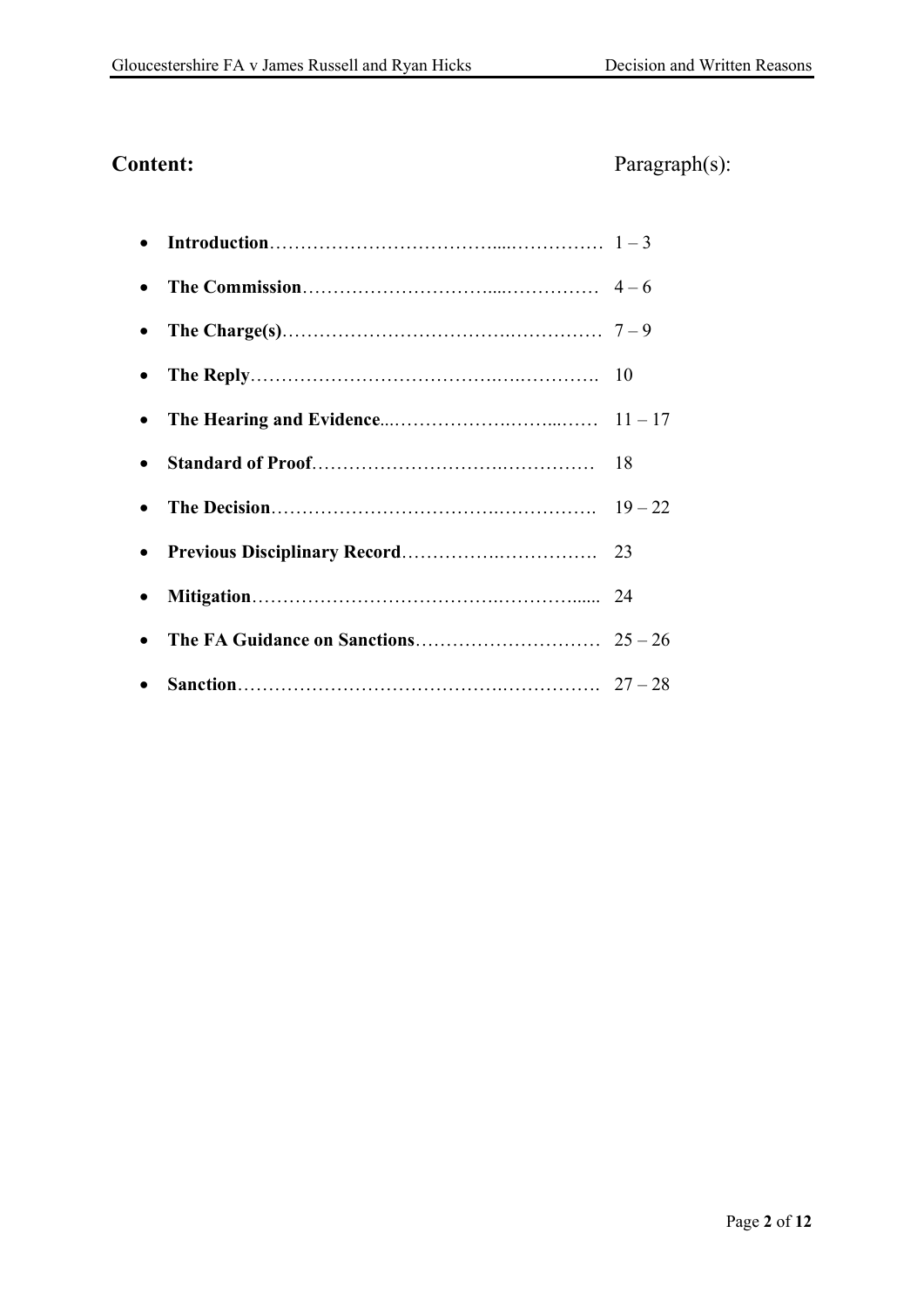## Content: Paragraph(s):

| | |
|---|---|
| **Introduction** | 1 – 3 |
| **The Commission** | 4 – 6 |
| **The Charge(s)** | 7 – 9 |
| **The Reply** | 10 |
| **The Hearing and Evidence** | 11 – 17 |
| **Standard of Proof** | 18 |
| **The Decision** | 19 – 22 |
| **Previous Disciplinary Record** | 23 |
| **Mitigation** | 24 |
| **The FA Guidance on Sanctions** | 25 – 26 |
| **Sanction** | 27 – 28 |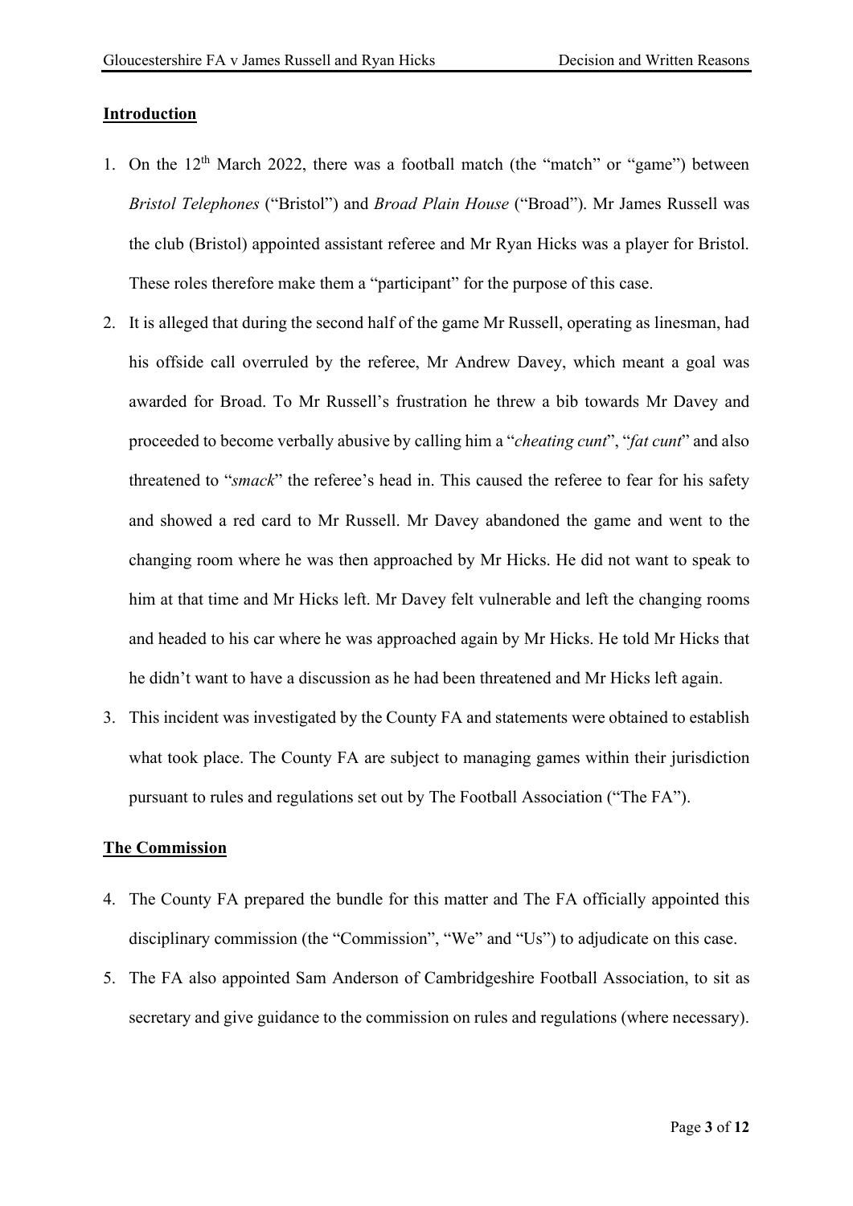## Introduction

1. On the 12th March 2022, there was a football match (the "match" or "game") between *Bristol Telephones* ("Bristol") and *Broad Plain House* ("Broad"). Mr James Russell was the club (Bristol) appointed assistant referee and Mr Ryan Hicks was a player for Bristol. These roles therefore make them a "participant" for the purpose of this case.

2. It is alleged that during the second half of the game Mr Russell, operating as linesman, had his offside call overruled by the referee, Mr Andrew Davey, which meant a goal was awarded for Broad. To Mr Russell's frustration he threw a bib towards Mr Davey and proceeded to become verbally abusive by calling him a "*cheating cunt*", "*fat cunt*" and also threatened to "*smack*" the referee's head in. This caused the referee to fear for his safety and showed a red card to Mr Russell. Mr Davey abandoned the game and went to the changing room where he was then approached by Mr Hicks. He did not want to speak to him at that time and Mr Hicks left. Mr Davey felt vulnerable and left the changing rooms and headed to his car where he was approached again by Mr Hicks. He told Mr Hicks that he didn't want to have a discussion as he had been threatened and Mr Hicks left again.

3. This incident was investigated by the County FA and statements were obtained to establish what took place. The County FA are subject to managing games within their jurisdiction pursuant to rules and regulations set out by The Football Association ("The FA").

## The Commission

4. The County FA prepared the bundle for this matter and The FA officially appointed this disciplinary commission (the "Commission", "We" and "Us") to adjudicate on this case.

5. The FA also appointed Sam Anderson of Cambridgeshire Football Association, to sit as secretary and give guidance to the commission on rules and regulations (where necessary).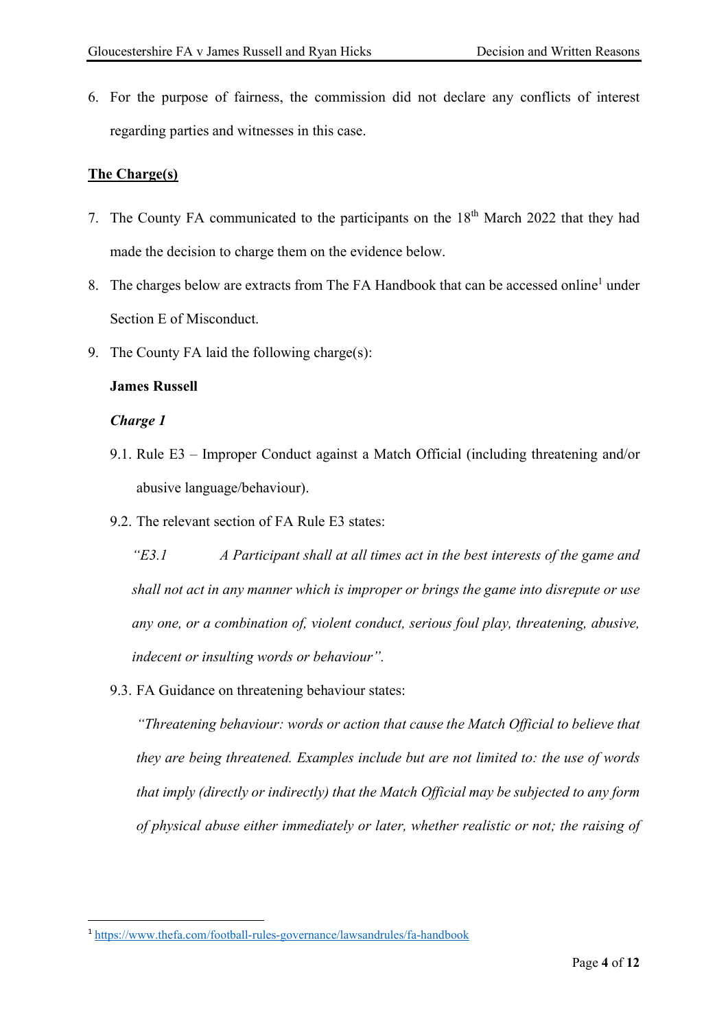6. For the purpose of fairness, the commission did not declare any conflicts of interest regarding parties and witnesses in this case.

**The Charge(s)**

7. The County FA communicated to the participants on the 18th March 2022 that they had made the decision to charge them on the evidence below.

8. The charges below are extracts from The FA Handbook that can be accessed online[1] under Section E of Misconduct.

9. The County FA laid the following charge(s):

   **James Russell**

   ***Charge 1***

   9.1. Rule E3 – Improper Conduct against a Match Official (including threatening and/or abusive language/behaviour).

   9.2. The relevant section of FA Rule E3 states:

   *"E3.1 A Participant shall at all times act in the best interests of the game and shall not act in any manner which is improper or brings the game into disrepute or use any one, or a combination of, violent conduct, serious foul play, threatening, abusive, indecent or insulting words or behaviour".*

   9.3. FA Guidance on threatening behaviour states:

   *"Threatening behaviour: words or action that cause the Match Official to believe that they are being threatened. Examples include but are not limited to: the use of words that imply (directly or indirectly) that the Match Official may be subjected to any form of physical abuse either immediately or later, whether realistic or not; the raising of*

---

[1] https://www.thefa.com/football-rules-governance/lawsandrules/fa-handbook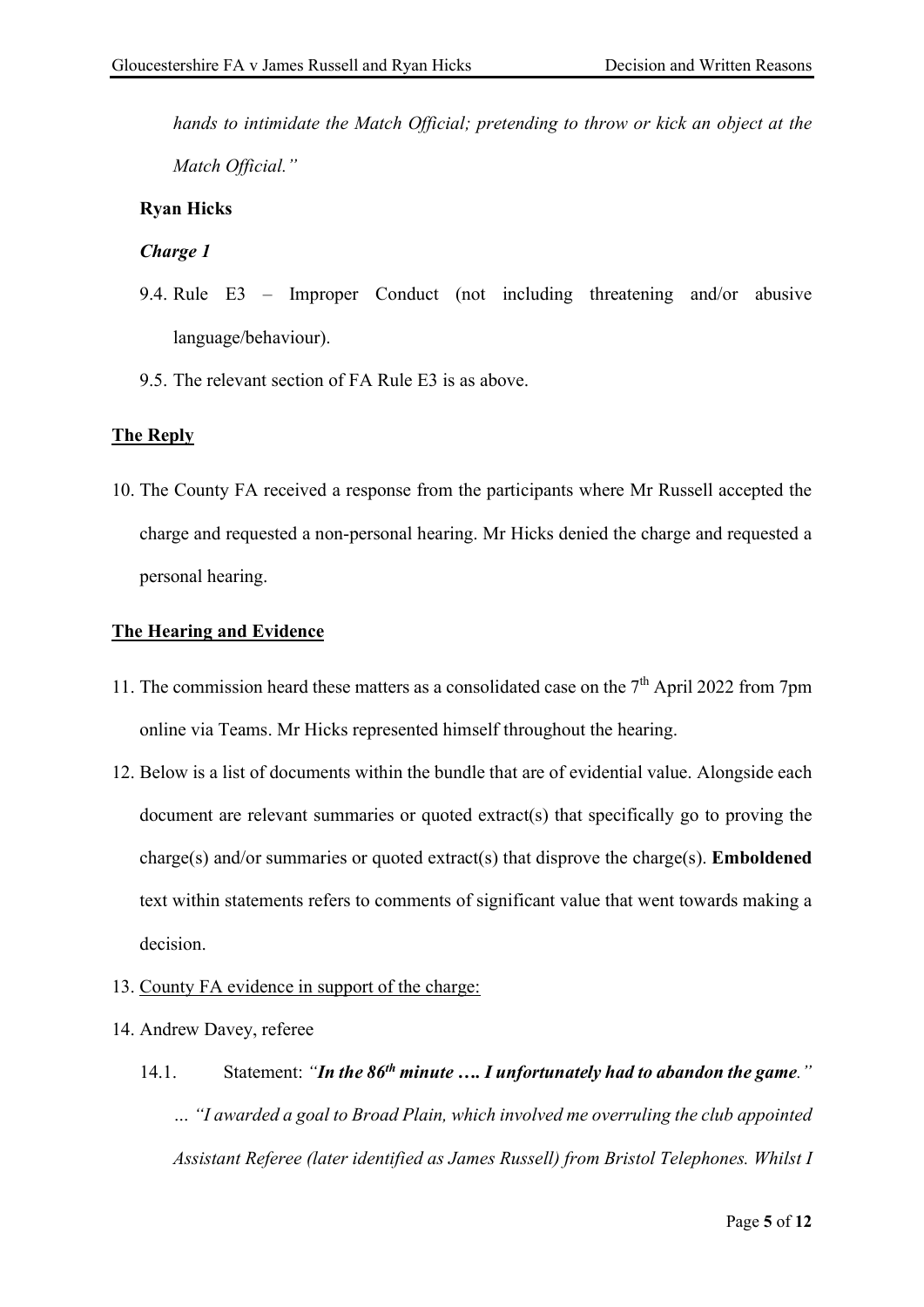*hands to intimidate the Match Official; pretending to throw or kick an object at the Match Official."*

**Ryan Hicks**

***Charge 1***

9.4. Rule E3 – Improper Conduct (not including threatening and/or abusive language/behaviour).

9.5. The relevant section of FA Rule E3 is as above.

## The Reply

10. The County FA received a response from the participants where Mr Russell accepted the charge and requested a non-personal hearing. Mr Hicks denied the charge and requested a personal hearing.

## The Hearing and Evidence

11. The commission heard these matters as a consolidated case on the 7th April 2022 from 7pm online via Teams. Mr Hicks represented himself throughout the hearing.

12. Below is a list of documents within the bundle that are of evidential value. Alongside each document are relevant summaries or quoted extract(s) that specifically go to proving the charge(s) and/or summaries or quoted extract(s) that disprove the charge(s). **Emboldened** text within statements refers to comments of significant value that went towards making a decision.

13. County FA evidence in support of the charge:

14. Andrew Davey, referee

14.1. Statement: *"**In the 86th minute …. I unfortunately had to abandon the game**." … "I awarded a goal to Broad Plain, which involved me overruling the club appointed Assistant Referee (later identified as James Russell) from Bristol Telephones. Whilst I*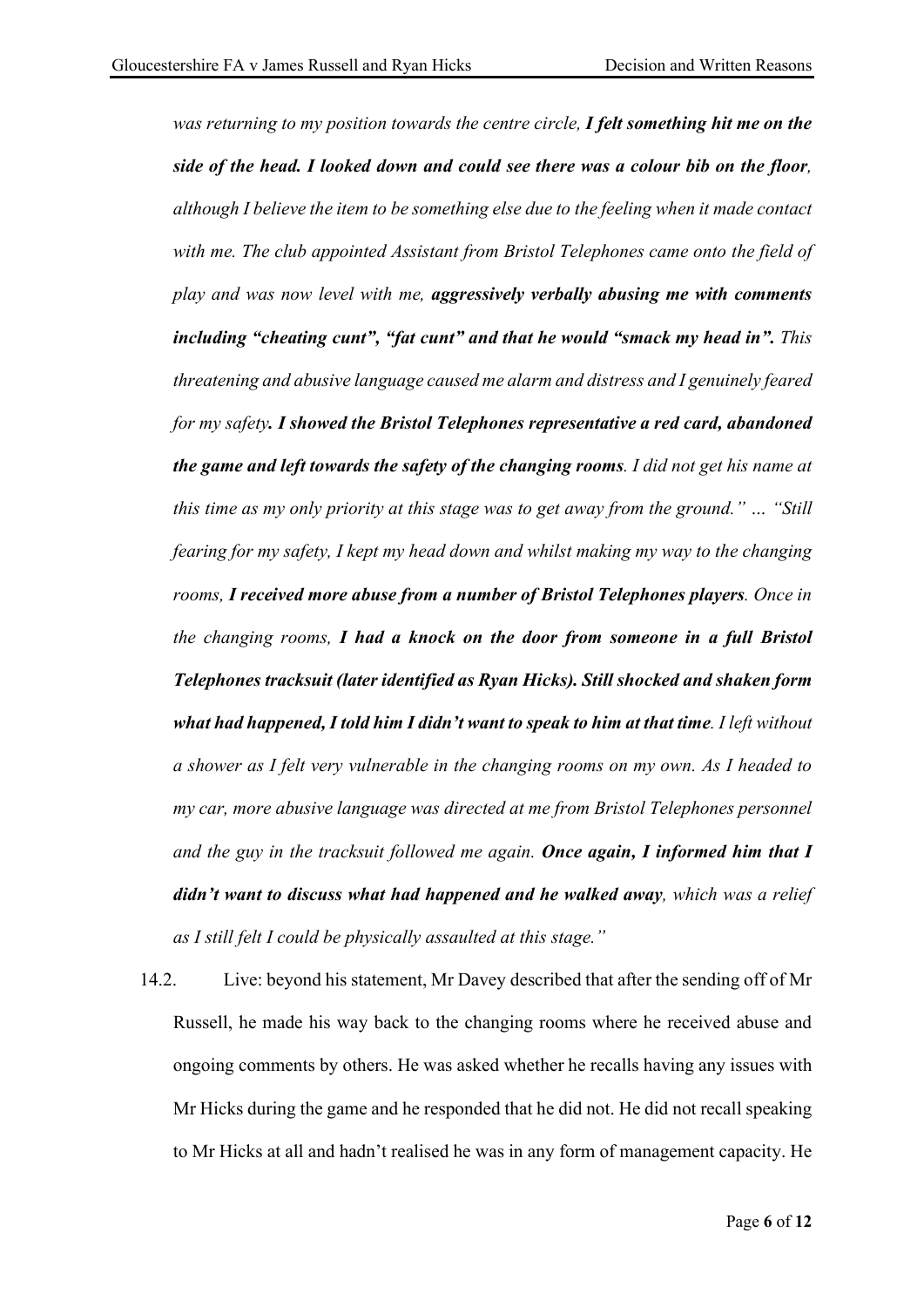*was returning to my position towards the centre circle, **I felt something hit me on the side of the head. I looked down and could see there was a colour bib on the floor**, although I believe the item to be something else due to the feeling when it made contact with me. The club appointed Assistant from Bristol Telephones came onto the field of play and was now level with me, **aggressively verbally abusing me with comments including "cheating cunt", "fat cunt" and that he would "smack my head in".** This threatening and abusive language caused me alarm and distress and I genuinely feared for my safety**. I showed the Bristol Telephones representative a red card, abandoned the game and left towards the safety of the changing rooms**. I did not get his name at this time as my only priority at this stage was to get away from the ground." … "Still fearing for my safety, I kept my head down and whilst making my way to the changing rooms, **I received more abuse from a number of Bristol Telephones players**. Once in the changing rooms, **I had a knock on the door from someone in a full Bristol Telephones tracksuit (later identified as Ryan Hicks). Still shocked and shaken form what had happened, I told him I didn't want to speak to him at that time**. I left without a shower as I felt very vulnerable in the changing rooms on my own. As I headed to my car, more abusive language was directed at me from Bristol Telephones personnel and the guy in the tracksuit followed me again. **Once again, I informed him that I didn't want to discuss what had happened and he walked away**, which was a relief as I still felt I could be physically assaulted at this stage."*

14.2. Live: beyond his statement, Mr Davey described that after the sending off of Mr Russell, he made his way back to the changing rooms where he received abuse and ongoing comments by others. He was asked whether he recalls having any issues with Mr Hicks during the game and he responded that he did not. He did not recall speaking to Mr Hicks at all and hadn't realised he was in any form of management capacity. He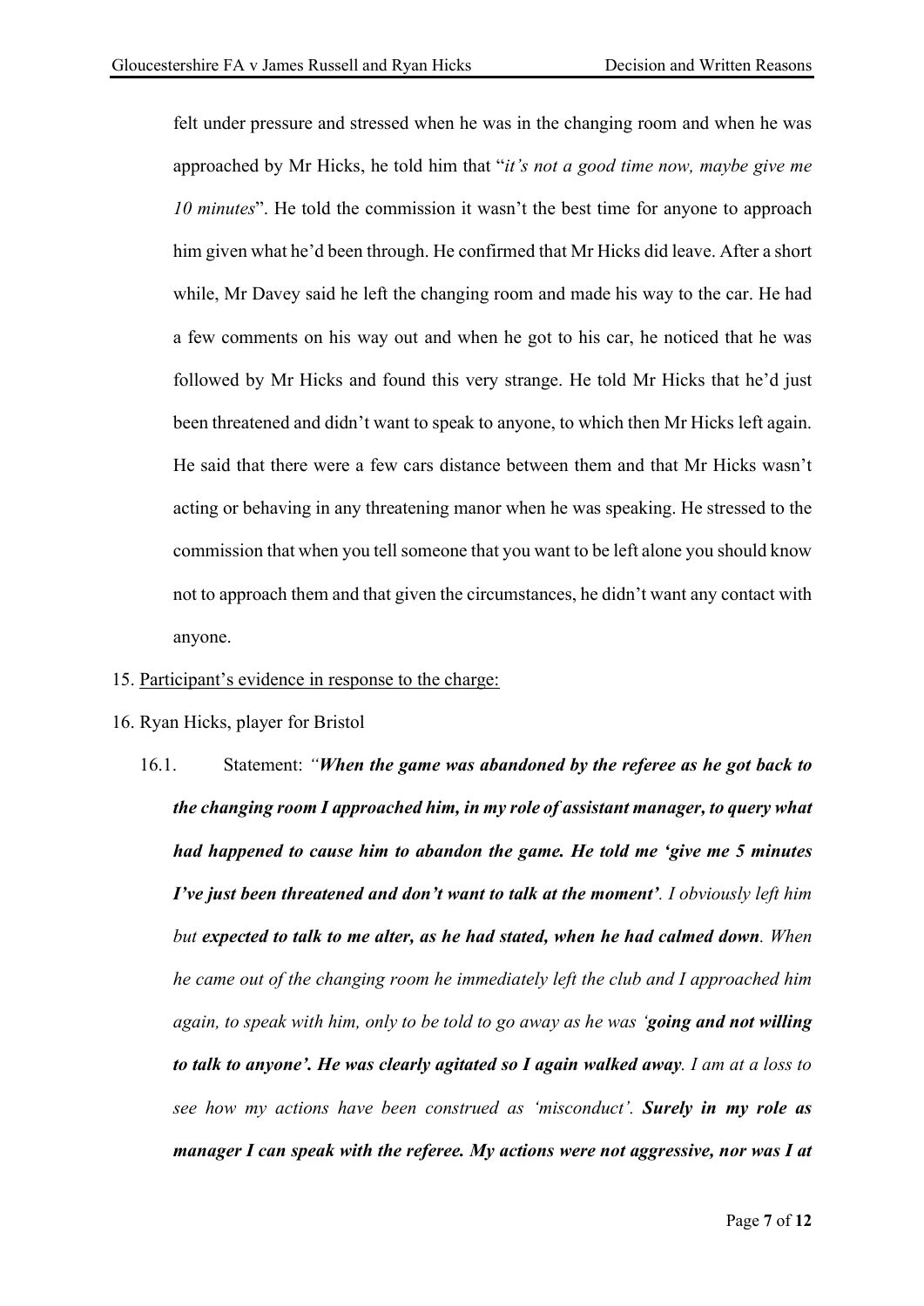felt under pressure and stressed when he was in the changing room and when he was approached by Mr Hicks, he told him that "*it's not a good time now, maybe give me 10 minutes*". He told the commission it wasn't the best time for anyone to approach him given what he'd been through. He confirmed that Mr Hicks did leave. After a short while, Mr Davey said he left the changing room and made his way to the car. He had a few comments on his way out and when he got to his car, he noticed that he was followed by Mr Hicks and found this very strange. He told Mr Hicks that he'd just been threatened and didn't want to speak to anyone, to which then Mr Hicks left again. He said that there were a few cars distance between them and that Mr Hicks wasn't acting or behaving in any threatening manor when he was speaking. He stressed to the commission that when you tell someone that you want to be left alone you should know not to approach them and that given the circumstances, he didn't want any contact with anyone.

15. <u>Participant's evidence in response to the charge:</u>

16. Ryan Hicks, player for Bristol

    16.1. Statement: *"**When the game was abandoned by the referee as he got back to the changing room I approached him, in my role of assistant manager, to query what had happened to cause him to abandon the game. He told me 'give me 5 minutes I've just been threatened and don't want to talk at the moment'**. I obviously left him but **expected to talk to me alter, as he had stated, when he had calmed down**. When he came out of the changing room he immediately left the club and I approached him again, to speak with him, only to be told to go away as he was '**going and not willing to talk to anyone'. He was clearly agitated so I again walked away**. I am at a loss to see how my actions have been construed as 'misconduct'. **Surely in my role as manager I can speak with the referee. My actions were not aggressive, nor was I at***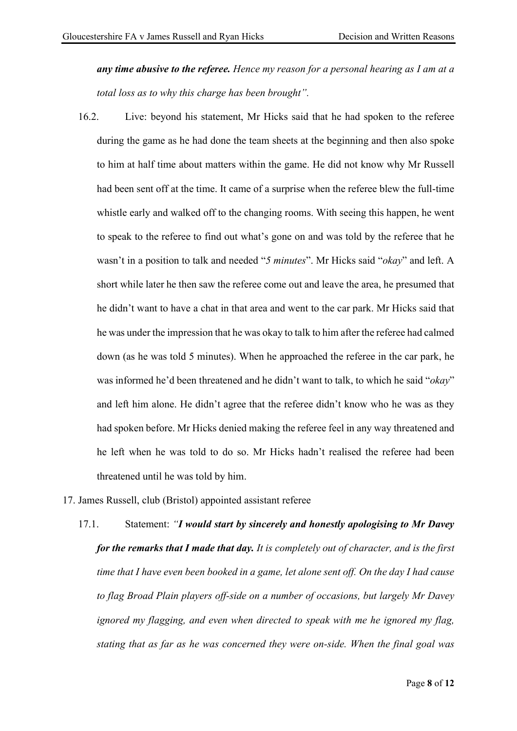***any time abusive to the referee.*** *Hence my reason for a personal hearing as I am at a total loss as to why this charge has been brought".*

16.2. Live: beyond his statement, Mr Hicks said that he had spoken to the referee during the game as he had done the team sheets at the beginning and then also spoke to him at half time about matters within the game. He did not know why Mr Russell had been sent off at the time. It came of a surprise when the referee blew the full-time whistle early and walked off to the changing rooms. With seeing this happen, he went to speak to the referee to find out what's gone on and was told by the referee that he wasn't in a position to talk and needed "*5 minutes*". Mr Hicks said "*okay*" and left. A short while later he then saw the referee come out and leave the area, he presumed that he didn't want to have a chat in that area and went to the car park. Mr Hicks said that he was under the impression that he was okay to talk to him after the referee had calmed down (as he was told 5 minutes). When he approached the referee in the car park, he was informed he'd been threatened and he didn't want to talk, to which he said "*okay*" and left him alone. He didn't agree that the referee didn't know who he was as they had spoken before. Mr Hicks denied making the referee feel in any way threatened and he left when he was told to do so. Mr Hicks hadn't realised the referee had been threatened until he was told by him.

17. James Russell, club (Bristol) appointed assistant referee

17.1. Statement: *"**I would start by sincerely and honestly apologising to Mr Davey for the remarks that I made that day.** It is completely out of character, and is the first time that I have even been booked in a game, let alone sent off. On the day I had cause to flag Broad Plain players off-side on a number of occasions, but largely Mr Davey ignored my flagging, and even when directed to speak with me he ignored my flag, stating that as far as he was concerned they were on-side. When the final goal was*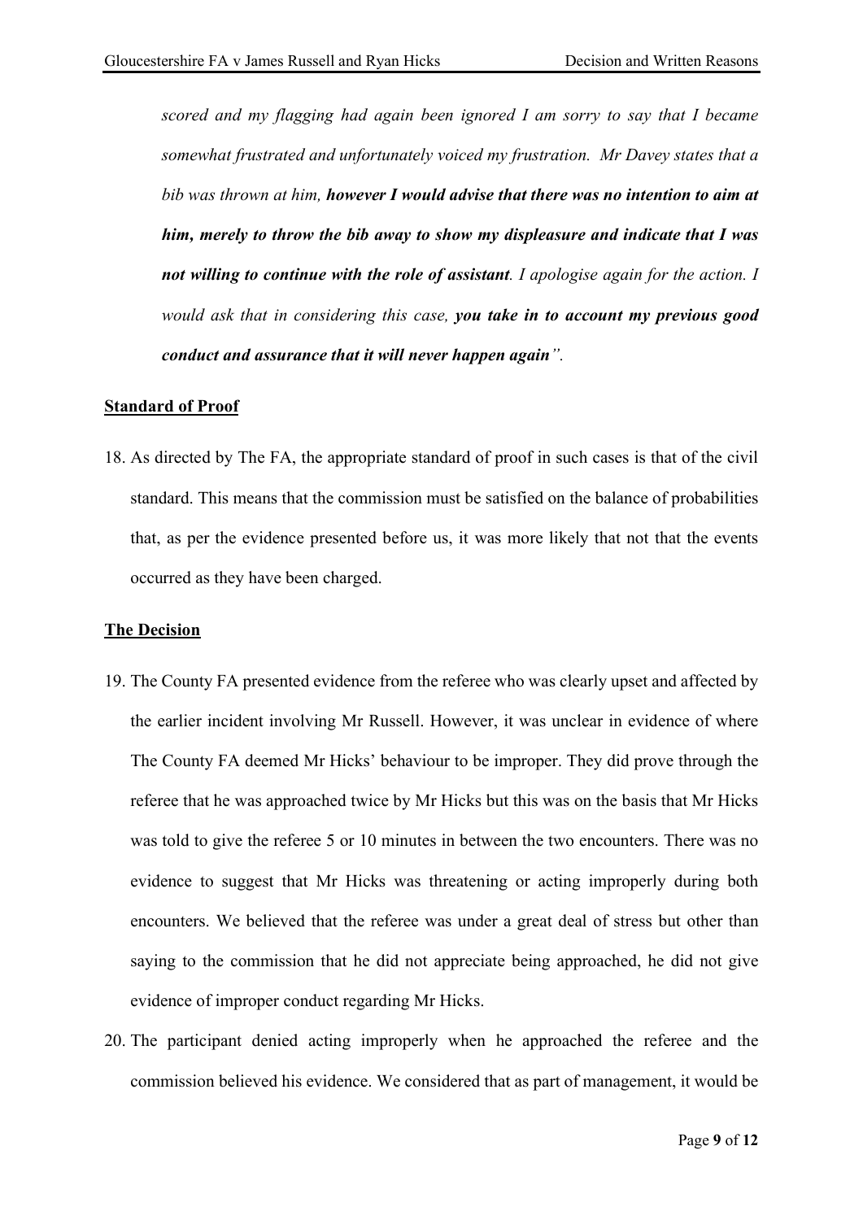*scored and my flagging had again been ignored I am sorry to say that I became somewhat frustrated and unfortunately voiced my frustration. Mr Davey states that a bib was thrown at him,* ***however I would advise that there was no intention to aim at him, merely to throw the bib away to show my displeasure and indicate that I was not willing to continue with the role of assistant****. I apologise again for the action. I would ask that in considering this case,* ***you take in to account my previous good conduct and assurance that it will never happen again****".*

**Standard of Proof**

18. As directed by The FA, the appropriate standard of proof in such cases is that of the civil standard. This means that the commission must be satisfied on the balance of probabilities that, as per the evidence presented before us, it was more likely that not that the events occurred as they have been charged.

**The Decision**

19. The County FA presented evidence from the referee who was clearly upset and affected by the earlier incident involving Mr Russell. However, it was unclear in evidence of where The County FA deemed Mr Hicks' behaviour to be improper. They did prove through the referee that he was approached twice by Mr Hicks but this was on the basis that Mr Hicks was told to give the referee 5 or 10 minutes in between the two encounters. There was no evidence to suggest that Mr Hicks was threatening or acting improperly during both encounters. We believed that the referee was under a great deal of stress but other than saying to the commission that he did not appreciate being approached, he did not give evidence of improper conduct regarding Mr Hicks.

20. The participant denied acting improperly when he approached the referee and the commission believed his evidence. We considered that as part of management, it would be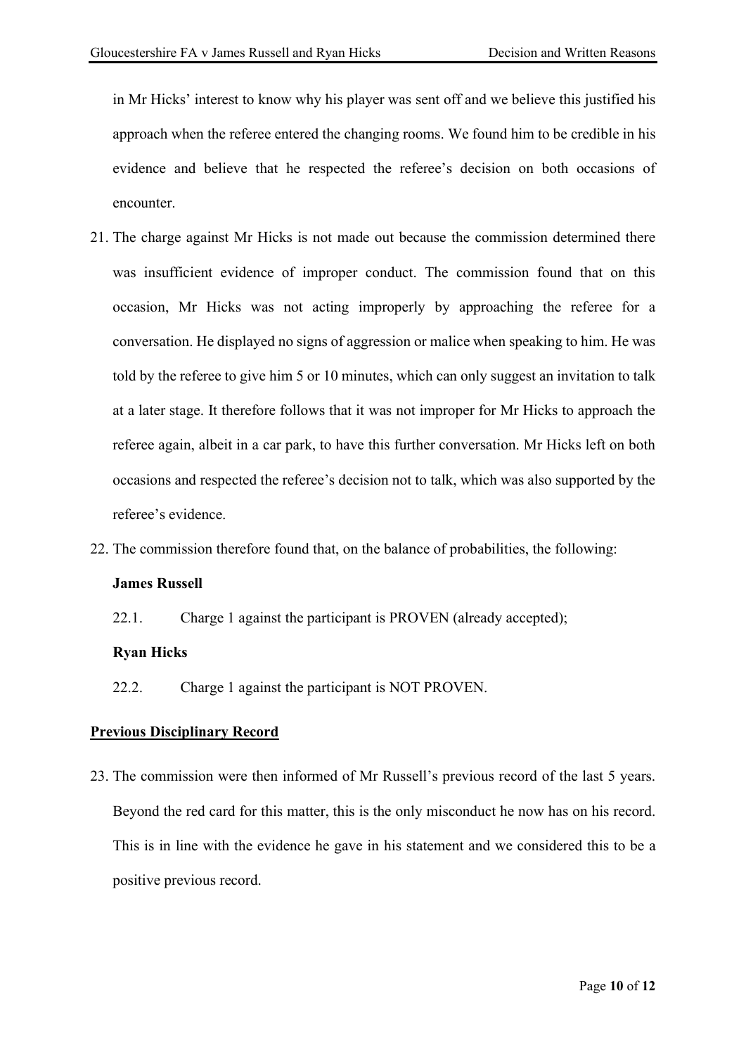in Mr Hicks' interest to know why his player was sent off and we believe this justified his approach when the referee entered the changing rooms. We found him to be credible in his evidence and believe that he respected the referee's decision on both occasions of encounter.

21. The charge against Mr Hicks is not made out because the commission determined there was insufficient evidence of improper conduct. The commission found that on this occasion, Mr Hicks was not acting improperly by approaching the referee for a conversation. He displayed no signs of aggression or malice when speaking to him. He was told by the referee to give him 5 or 10 minutes, which can only suggest an invitation to talk at a later stage. It therefore follows that it was not improper for Mr Hicks to approach the referee again, albeit in a car park, to have this further conversation. Mr Hicks left on both occasions and respected the referee's decision not to talk, which was also supported by the referee's evidence.

22. The commission therefore found that, on the balance of probabilities, the following:

    **James Russell**

    22.1. Charge 1 against the participant is PROVEN (already accepted);

    **Ryan Hicks**

    22.2. Charge 1 against the participant is NOT PROVEN.

## Previous Disciplinary Record

23. The commission were then informed of Mr Russell's previous record of the last 5 years. Beyond the red card for this matter, this is the only misconduct he now has on his record. This is in line with the evidence he gave in his statement and we considered this to be a positive previous record.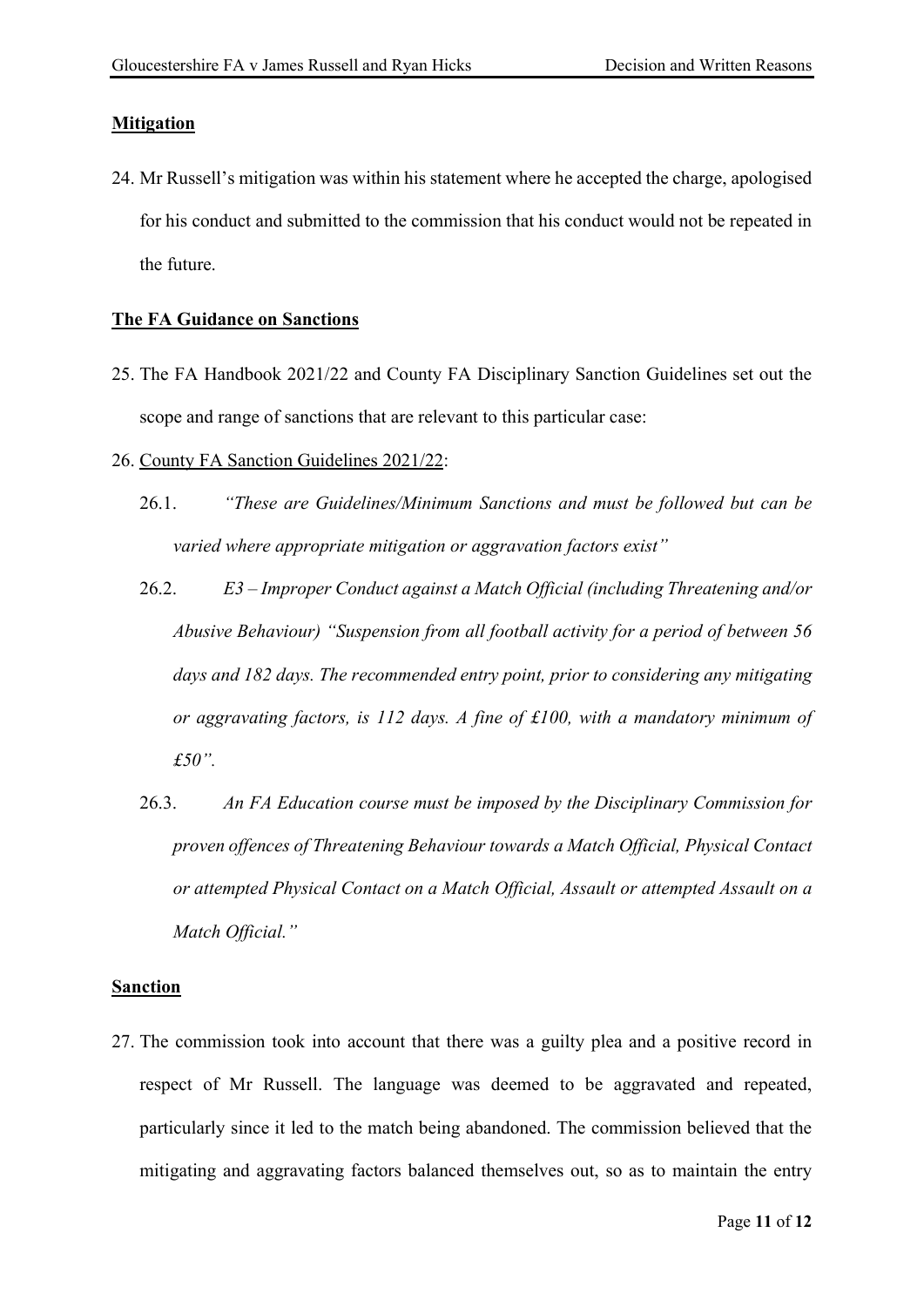**Mitigation**

24. Mr Russell's mitigation was within his statement where he accepted the charge, apologised for his conduct and submitted to the commission that his conduct would not be repeated in the future.

**The FA Guidance on Sanctions**

25. The FA Handbook 2021/22 and County FA Disciplinary Sanction Guidelines set out the scope and range of sanctions that are relevant to this particular case:

26. County FA Sanction Guidelines 2021/22:

    26.1. *"These are Guidelines/Minimum Sanctions and must be followed but can be varied where appropriate mitigation or aggravation factors exist"*

    26.2. *E3 – Improper Conduct against a Match Official (including Threatening and/or Abusive Behaviour) "Suspension from all football activity for a period of between 56 days and 182 days. The recommended entry point, prior to considering any mitigating or aggravating factors, is 112 days. A fine of £100, with a mandatory minimum of £50".*

    26.3. *An FA Education course must be imposed by the Disciplinary Commission for proven offences of Threatening Behaviour towards a Match Official, Physical Contact or attempted Physical Contact on a Match Official, Assault or attempted Assault on a Match Official."*

**Sanction**

27. The commission took into account that there was a guilty plea and a positive record in respect of Mr Russell. The language was deemed to be aggravated and repeated, particularly since it led to the match being abandoned. The commission believed that the mitigating and aggravating factors balanced themselves out, so as to maintain the entry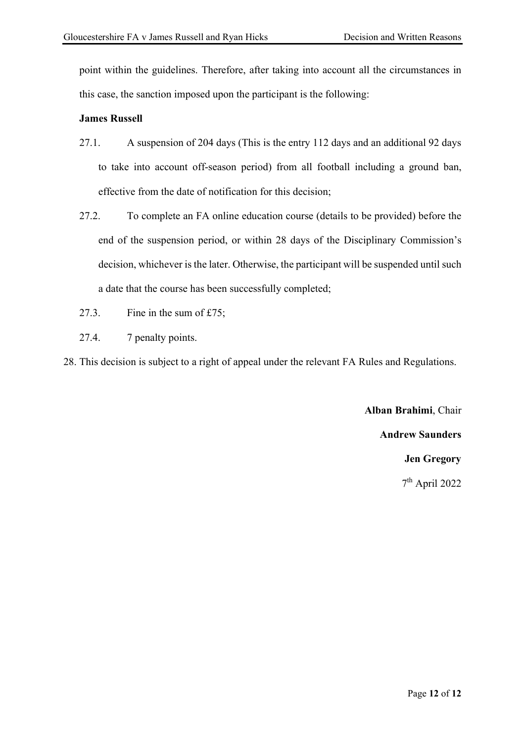point within the guidelines. Therefore, after taking into account all the circumstances in this case, the sanction imposed upon the participant is the following:

**James Russell**

27.1. A suspension of 204 days (This is the entry 112 days and an additional 92 days to take into account off-season period) from all football including a ground ban, effective from the date of notification for this decision;

27.2. To complete an FA online education course (details to be provided) before the end of the suspension period, or within 28 days of the Disciplinary Commission's decision, whichever is the later. Otherwise, the participant will be suspended until such a date that the course has been successfully completed;

27.3. Fine in the sum of £75;

27.4. 7 penalty points.

28. This decision is subject to a right of appeal under the relevant FA Rules and Regulations.

**Alban Brahimi**, Chair

**Andrew Saunders**

**Jen Gregory**

7th April 2022